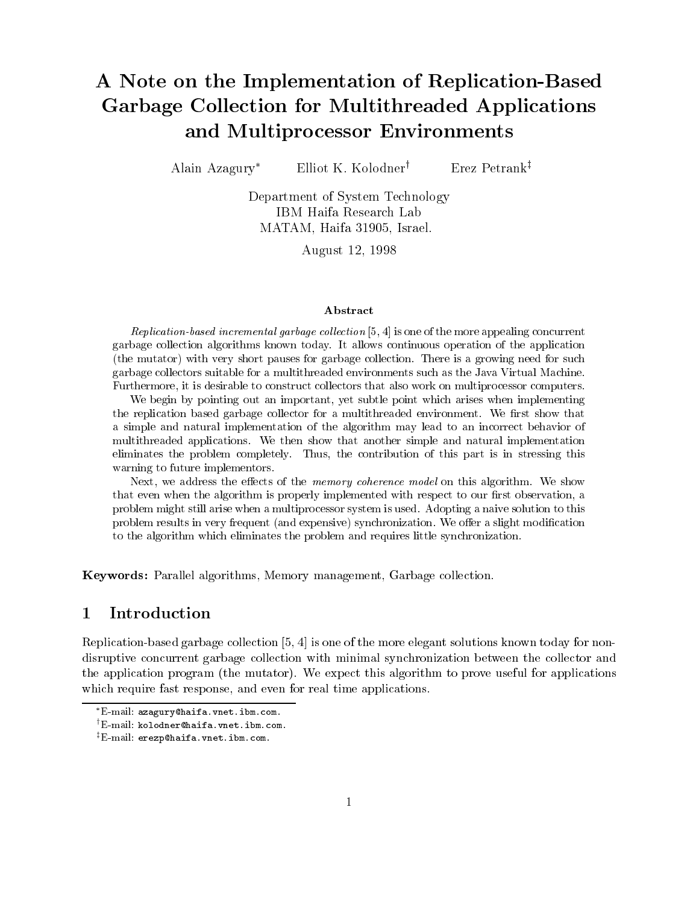# A Note on the Implementation of Replication-Based Garbage Collection for Multithreaded Applications and Multiprocessor Environments

Alain Azagury* Elliot K. Kolodner† Erez Petrank‡

Department of System Technology
IBM Haifa Research Lab
MATAM, Haifa 31905, Israel.

August 12, 1998

## Abstract

*Replication-based incremental garbage collection* [5, 4] is one of the more appealing concurrent garbage collection algorithms known today. It allows continuous operation of the application (the mutator) with very short pauses for garbage collection. There is a growing need for such garbage collectors suitable for a multithreaded environments such as the Java Virtual Machine. Furthermore, it is desirable to construct collectors that also work on multiprocessor computers.

We begin by pointing out an important, yet subtle point which arises when implementing the replication based garbage collector for a multithreaded environment. We first show that a simple and natural implementation of the algorithm may lead to an incorrect behavior of multithreaded applications. We then show that another simple and natural implementation eliminates the problem completely. Thus, the contribution of this part is in stressing this warning to future implementors.

Next, we address the effects of the *memory coherence model* on this algorithm. We show that even when the algorithm is properly implemented with respect to our first observation, a problem might still arise when a multiprocessor system is used. Adopting a naive solution to this problem results in very frequent (and expensive) synchronization. We offer a slight modification to the algorithm which eliminates the problem and requires little synchronization.

**Keywords:** Parallel algorithms, Memory management, Garbage collection.

## 1 Introduction

Replication-based garbage collection [5, 4] is one of the more elegant solutions known today for non-disruptive concurrent garbage collection with minimal synchronization between the collector and the application program (the mutator). We expect this algorithm to prove useful for applications which require fast response, and even for real time applications.

*E-mail: azagury@haifa.vnet.ibm.com.

†E-mail: kolodner@haifa.vnet.ibm.com.

‡E-mail: erezp@haifa.vnet.ibm.com.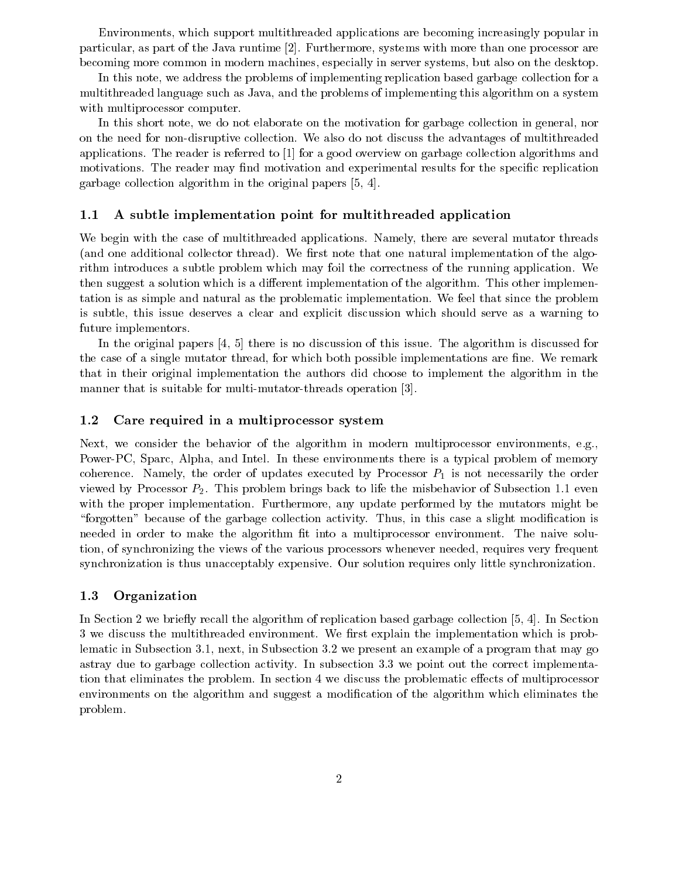Environments, which support multithreaded applications are becoming increasingly popular in particular, as part of the Java runtime [2]. Furthermore, systems with more than one processor are becoming more common in modern machines, especially in server systems, but also on the desktop.

In this note, we address the problems of implementing replication based garbage collection for a multithreaded language such as Java, and the problems of implementing this algorithm on a system with multiprocessor computer.

In this short note, we do not elaborate on the motivation for garbage collection in general, nor on the need for non-disruptive collection. We also do not discuss the advantages of multithreaded applications. The reader is referred to [1] for a good overview on garbage collection algorithms and motivations. The reader may find motivation and experimental results for the specific replication garbage collection algorithm in the original papers [5, 4].

### 1.1 A subtle implementation point for multithreaded application

We begin with the case of multithreaded applications. Namely, there are several mutator threads (and one additional collector thread). We first note that one natural implementation of the algorithm introduces a subtle problem which may foil the correctness of the running application. We then suggest a solution which is a different implementation of the algorithm. This other implementation is as simple and natural as the problematic implementation. We feel that since the problem is subtle, this issue deserves a clear and explicit discussion which should serve as a warning to future implementors.

In the original papers [4, 5] there is no discussion of this issue. The algorithm is discussed for the case of a single mutator thread, for which both possible implementations are fine. We remark that in their original implementation the authors did choose to implement the algorithm in the manner that is suitable for multi-mutator-threads operation [3].

### 1.2 Care required in a multiprocessor system

Next, we consider the behavior of the algorithm in modern multiprocessor environments, e.g., Power-PC, Sparc, Alpha, and Intel. In these environments there is a typical problem of memory coherence. Namely, the order of updates executed by Processor $P_1$ is not necessarily the order viewed by Processor $P_2$. This problem brings back to life the misbehavior of Subsection 1.1 even with the proper implementation. Furthermore, any update performed by the mutators might be "forgotten" because of the garbage collection activity. Thus, in this case a slight modification is needed in order to make the algorithm fit into a multiprocessor environment. The naive solution, of synchronizing the views of the various processors whenever needed, requires very frequent synchronization is thus unacceptably expensive. Our solution requires only little synchronization.

### 1.3 Organization

In Section 2 we briefly recall the algorithm of replication based garbage collection [5, 4]. In Section 3 we discuss the multithreaded environment. We first explain the implementation which is problematic in Subsection 3.1, next, in Subsection 3.2 we present an example of a program that may go astray due to garbage collection activity. In subsection 3.3 we point out the correct implementation that eliminates the problem. In section 4 we discuss the problematic effects of multiprocessor environments on the algorithm and suggest a modification of the algorithm which eliminates the problem.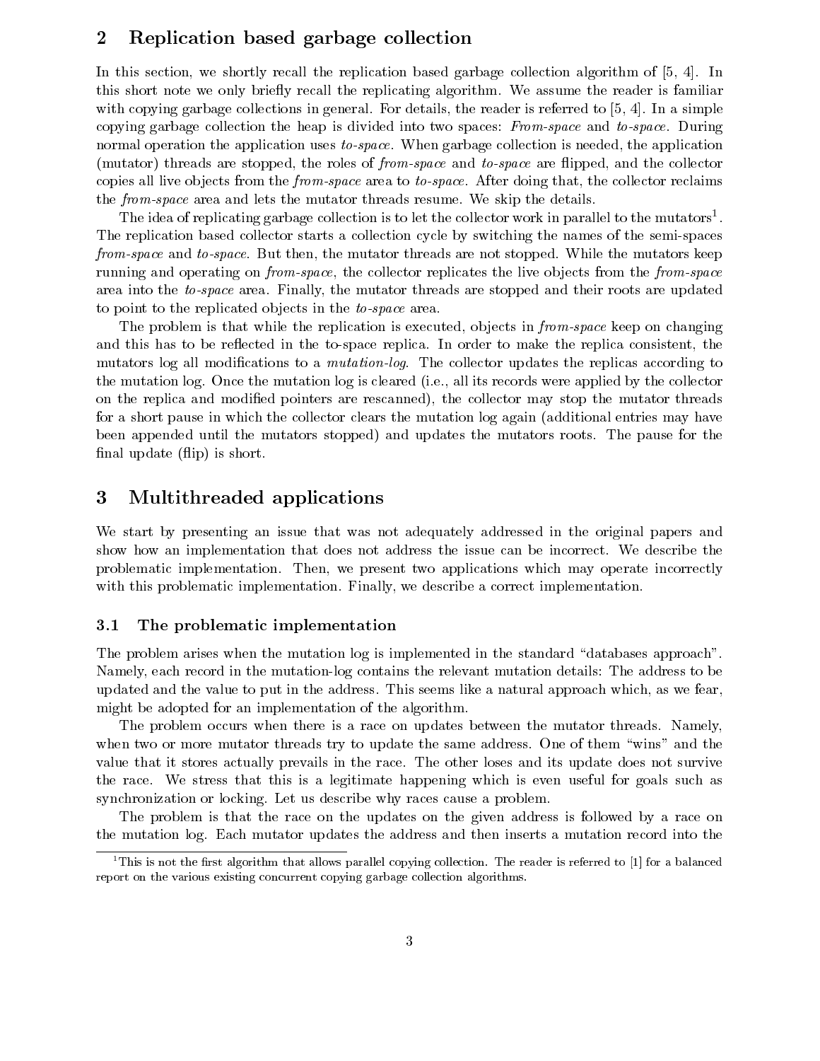## 2 Replication based garbage collection

In this section, we shortly recall the replication based garbage collection algorithm of [5, 4]. In this short note we only briefly recall the replicating algorithm. We assume the reader is familiar with copying garbage collections in general. For details, the reader is referred to [5, 4]. In a simple copying garbage collection the heap is divided into two spaces: *From-space* and *to-space*. During normal operation the application uses *to-space*. When garbage collection is needed, the application (mutator) threads are stopped, the roles of *from-space* and *to-space* are flipped, and the collector copies all live objects from the *from-space* area to *to-space*. After doing that, the collector reclaims the *from-space* area and lets the mutator threads resume. We skip the details.

The idea of replicating garbage collection is to let the collector work in parallel to the mutators[1]. The replication based collector starts a collection cycle by switching the names of the semi-spaces *from-space* and *to-space*. But then, the mutator threads are not stopped. While the mutators keep running and operating on *from-space*, the collector replicates the live objects from the *from-space* area into the *to-space* area. Finally, the mutator threads are stopped and their roots are updated to point to the replicated objects in the *to-space* area.

The problem is that while the replication is executed, objects in *from-space* keep on changing and this has to be reflected in the to-space replica. In order to make the replica consistent, the mutators log all modifications to a *mutation-log*. The collector updates the replicas according to the mutation log. Once the mutation log is cleared (i.e., all its records were applied by the collector on the replica and modified pointers are rescanned), the collector may stop the mutator threads for a short pause in which the collector clears the mutation log again (additional entries may have been appended until the mutators stopped) and updates the mutators roots. The pause for the final update (flip) is short.

## 3 Multithreaded applications

We start by presenting an issue that was not adequately addressed in the original papers and show how an implementation that does not address the issue can be incorrect. We describe the problematic implementation. Then, we present two applications which may operate incorrectly with this problematic implementation. Finally, we describe a correct implementation.

### 3.1 The problematic implementation

The problem arises when the mutation log is implemented in the standard "databases approach". Namely, each record in the mutation-log contains the relevant mutation details: The address to be updated and the value to put in the address. This seems like a natural approach which, as we fear, might be adopted for an implementation of the algorithm.

The problem occurs when there is a race on updates between the mutator threads. Namely, when two or more mutator threads try to update the same address. One of them "wins" and the value that it stores actually prevails in the race. The other loses and its update does not survive the race. We stress that this is a legitimate happening which is even useful for goals such as synchronization or locking. Let us describe why races cause a problem.

The problem is that the race on the updates on the given address is followed by a race on the mutation log. Each mutator updates the address and then inserts a mutation record into the

[1] This is not the first algorithm that allows parallel copying collection. The reader is referred to [1] for a balanced report on the various existing concurrent copying garbage collection algorithms.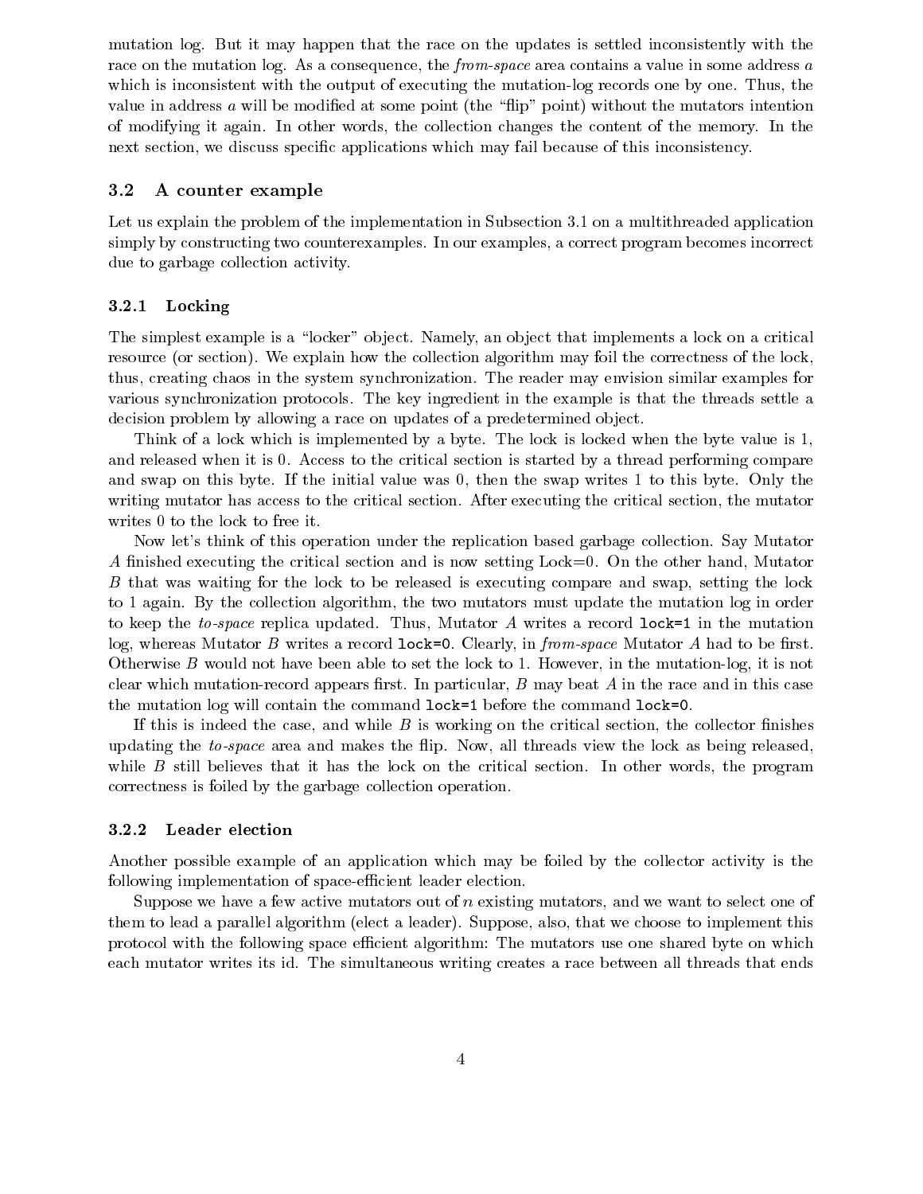mutation log. But it may happen that the race on the updates is settled inconsistently with the race on the mutation log. As a consequence, the *from-space* area contains a value in some address $a$ which is inconsistent with the output of executing the mutation-log records one by one. Thus, the value in address $a$ will be modified at some point (the "flip" point) without the mutators intention of modifying it again. In other words, the collection changes the content of the memory. In the next section, we discuss specific applications which may fail because of this inconsistency.

## 3.2 A counter example

Let us explain the problem of the implementation in Subsection 3.1 on a multithreaded application simply by constructing two counterexamples. In our examples, a correct program becomes incorrect due to garbage collection activity.

### 3.2.1 Locking

The simplest example is a "locker" object. Namely, an object that implements a lock on a critical resource (or section). We explain how the collection algorithm may foil the correctness of the lock, thus, creating chaos in the system synchronization. The reader may envision similar examples for various synchronization protocols. The key ingredient in the example is that the threads settle a decision problem by allowing a race on updates of a predetermined object.

Think of a lock which is implemented by a byte. The lock is locked when the byte value is 1, and released when it is 0. Access to the critical section is started by a thread performing compare and swap on this byte. If the initial value was 0, then the swap writes 1 to this byte. Only the writing mutator has access to the critical section. After executing the critical section, the mutator writes 0 to the lock to free it.

Now let's think of this operation under the replication based garbage collection. Say Mutator $A$ finished executing the critical section and is now setting Lock=0. On the other hand, Mutator $B$ that was waiting for the lock to be released is executing compare and swap, setting the lock to 1 again. By the collection algorithm, the two mutators must update the mutation log in order to keep the *to-space* replica updated. Thus, Mutator $A$ writes a record `lock=1` in the mutation log, whereas Mutator $B$ writes a record `lock=0`. Clearly, in *from-space* Mutator $A$ had to be first. Otherwise $B$ would not have been able to set the lock to 1. However, in the mutation-log, it is not clear which mutation-record appears first. In particular, $B$ may beat $A$ in the race and in this case the mutation log will contain the command `lock=1` before the command `lock=0`.

If this is indeed the case, and while $B$ is working on the critical section, the collector finishes updating the *to-space* area and makes the flip. Now, all threads view the lock as being released, while $B$ still believes that it has the lock on the critical section. In other words, the program correctness is foiled by the garbage collection operation.

### 3.2.2 Leader election

Another possible example of an application which may be foiled by the collector activity is the following implementation of space-efficient leader election.

Suppose we have a few active mutators out of $n$ existing mutators, and we want to select one of them to lead a parallel algorithm (elect a leader). Suppose, also, that we choose to implement this protocol with the following space efficient algorithm: The mutators use one shared byte on which each mutator writes its id. The simultaneous writing creates a race between all threads that ends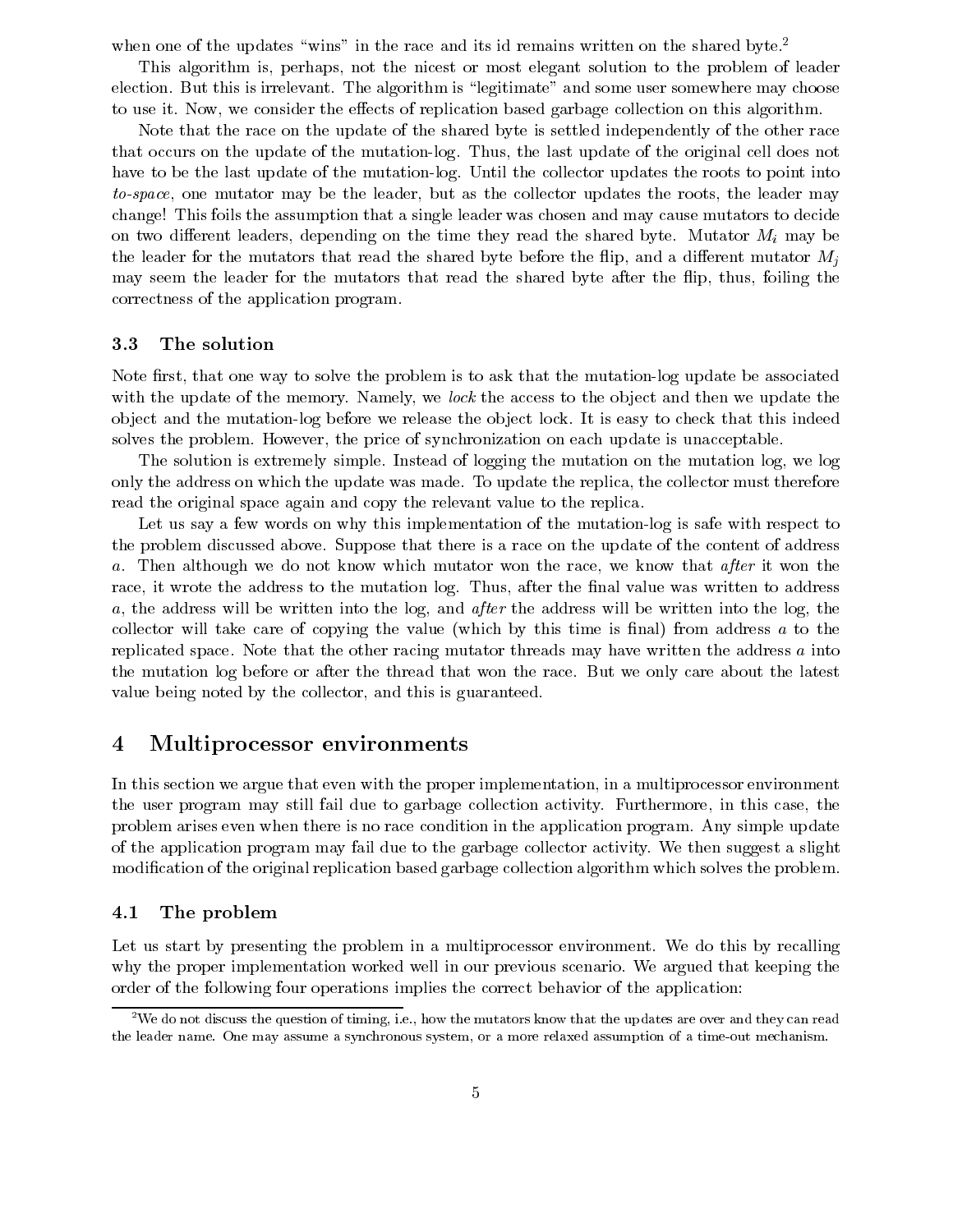when one of the updates "wins" in the race and its id remains written on the shared byte.[2]

This algorithm is, perhaps, not the nicest or most elegant solution to the problem of leader election. But this is irrelevant. The algorithm is "legitimate" and some user somewhere may choose to use it. Now, we consider the effects of replication based garbage collection on this algorithm.

Note that the race on the update of the shared byte is settled independently of the other race that occurs on the update of the mutation-log. Thus, the last update of the original cell does not have to be the last update of the mutation-log. Until the collector updates the roots to point into *to-space*, one mutator may be the leader, but as the collector updates the roots, the leader may change! This foils the assumption that a single leader was chosen and may cause mutators to decide on two different leaders, depending on the time they read the shared byte. Mutator $M_i$ may be the leader for the mutators that read the shared byte before the flip, and a different mutator $M_j$ may seem the leader for the mutators that read the shared byte after the flip, thus, foiling the correctness of the application program.

### 3.3 The solution

Note first, that one way to solve the problem is to ask that the mutation-log update be associated with the update of the memory. Namely, we *lock* the access to the object and then we update the object and the mutation-log before we release the object lock. It is easy to check that this indeed solves the problem. However, the price of synchronization on each update is unacceptable.

The solution is extremely simple. Instead of logging the mutation on the mutation log, we log only the address on which the update was made. To update the replica, the collector must therefore read the original space again and copy the relevant value to the replica.

Let us say a few words on why this implementation of the mutation-log is safe with respect to the problem discussed above. Suppose that there is a race on the update of the content of address $a$. Then although we do not know which mutator won the race, we know that *after* it won the race, it wrote the address to the mutation log. Thus, after the final value was written to address $a$, the address will be written into the log, and *after* the address will be written into the log, the collector will take care of copying the value (which by this time is final) from address $a$ to the replicated space. Note that the other racing mutator threads may have written the address $a$ into the mutation log before or after the thread that won the race. But we only care about the latest value being noted by the collector, and this is guaranteed.

## 4 Multiprocessor environments

In this section we argue that even with the proper implementation, in a multiprocessor environment the user program may still fail due to garbage collection activity. Furthermore, in this case, the problem arises even when there is no race condition in the application program. Any simple update of the application program may fail due to the garbage collector activity. We then suggest a slight modification of the original replication based garbage collection algorithm which solves the problem.

### 4.1 The problem

Let us start by presenting the problem in a multiprocessor environment. We do this by recalling why the proper implementation worked well in our previous scenario. We argued that keeping the order of the following four operations implies the correct behavior of the application:

[2] We do not discuss the question of timing, i.e., how the mutators know that the updates are over and they can read the leader name. One may assume a synchronous system, or a more relaxed assumption of a time-out mechanism.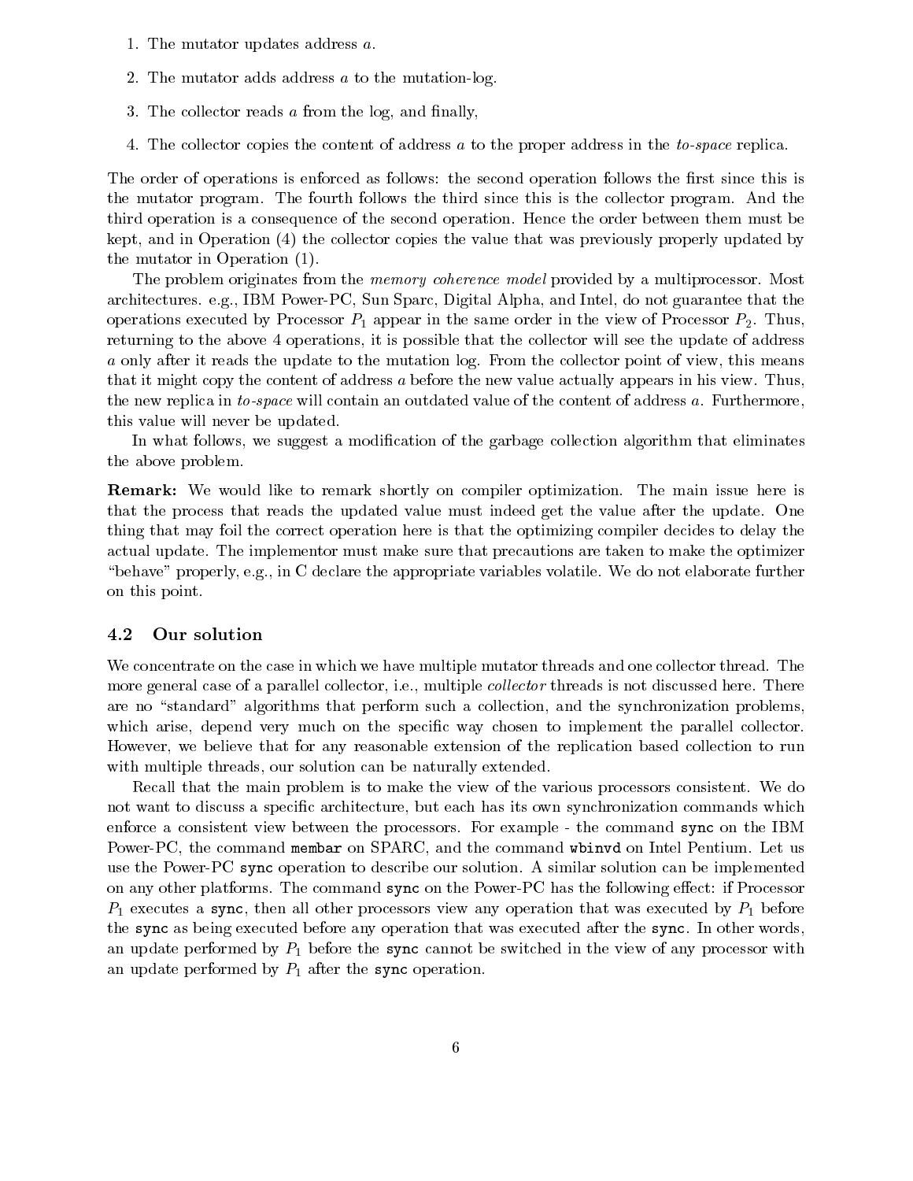1. The mutator updates address $a$.
2. The mutator adds address $a$ to the mutation-log.
3. The collector reads $a$ from the log, and finally,
4. The collector copies the content of address $a$ to the proper address in the *to-space* replica.

The order of operations is enforced as follows: the second operation follows the first since this is the mutator program. The fourth follows the third since this is the collector program. And the third operation is a consequence of the second operation. Hence the order between them must be kept, and in Operation (4) the collector copies the value that was previously properly updated by the mutator in Operation (1).

The problem originates from the *memory coherence model* provided by a multiprocessor. Most architectures. e.g., IBM Power-PC, Sun Sparc, Digital Alpha, and Intel, do not guarantee that the operations executed by Processor $P_1$ appear in the same order in the view of Processor $P_2$. Thus, returning to the above 4 operations, it is possible that the collector will see the update of address $a$ only after it reads the update to the mutation log. From the collector point of view, this means that it might copy the content of address $a$ before the new value actually appears in his view. Thus, the new replica in *to-space* will contain an outdated value of the content of address $a$. Furthermore, this value will never be updated.

In what follows, we suggest a modification of the garbage collection algorithm that eliminates the above problem.

**Remark:** We would like to remark shortly on compiler optimization. The main issue here is that the process that reads the updated value must indeed get the value after the update. One thing that may foil the correct operation here is that the optimizing compiler decides to delay the actual update. The implementor must make sure that precautions are taken to make the optimizer "behave" properly, e.g., in C declare the appropriate variables volatile. We do not elaborate further on this point.

### 4.2 Our solution

We concentrate on the case in which we have multiple mutator threads and one collector thread. The more general case of a parallel collector, i.e., multiple *collector* threads is not discussed here. There are no "standard" algorithms that perform such a collection, and the synchronization problems, which arise, depend very much on the specific way chosen to implement the parallel collector. However, we believe that for any reasonable extension of the replication based collection to run with multiple threads, our solution can be naturally extended.

Recall that the main problem is to make the view of the various processors consistent. We do not want to discuss a specific architecture, but each has its own synchronization commands which enforce a consistent view between the processors. For example - the command `sync` on the IBM Power-PC, the command `membar` on SPARC, and the command `wbinvd` on Intel Pentium. Let us use the Power-PC `sync` operation to describe our solution. A similar solution can be implemented on any other platforms. The command `sync` on the Power-PC has the following effect: if Processor $P_1$ executes a `sync`, then all other processors view any operation that was executed by $P_1$ before the `sync` as being executed before any operation that was executed after the `sync`. In other words, an update performed by $P_1$ before the `sync` cannot be switched in the view of any processor with an update performed by $P_1$ after the `sync` operation.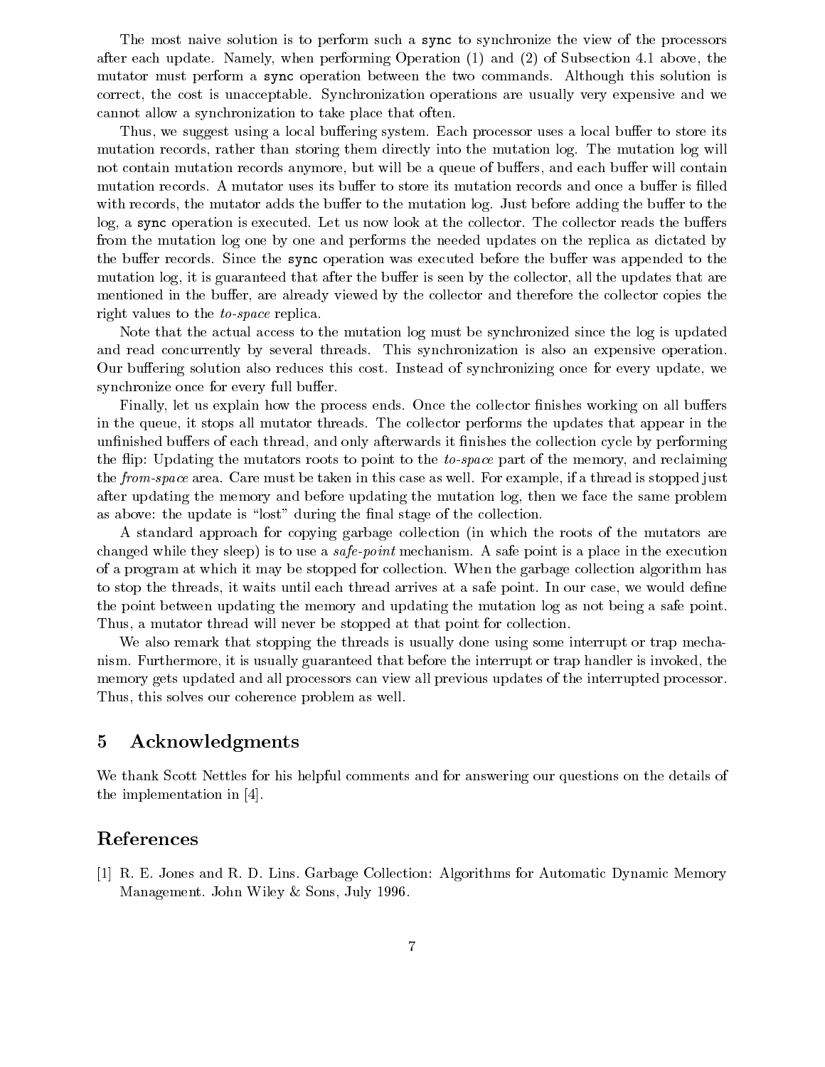The most naive solution is to perform such a `sync` to synchronize the view of the processors after each update. Namely, when performing Operation (1) and (2) of Subsection 4.1 above, the mutator must perform a `sync` operation between the two commands. Although this solution is correct, the cost is unacceptable. Synchronization operations are usually very expensive and we cannot allow a synchronization to take place that often.

Thus, we suggest using a local buffering system. Each processor uses a local buffer to store its mutation records, rather than storing them directly into the mutation log. The mutation log will not contain mutation records anymore, but will be a queue of buffers, and each buffer will contain mutation records. A mutator uses its buffer to store its mutation records and once a buffer is filled with records, the mutator adds the buffer to the mutation log. Just before adding the buffer to the log, a `sync` operation is executed. Let us now look at the collector. The collector reads the buffers from the mutation log one by one and performs the needed updates on the replica as dictated by the buffer records. Since the `sync` operation was executed before the buffer was appended to the mutation log, it is guaranteed that after the buffer is seen by the collector, all the updates that are mentioned in the buffer, are already viewed by the collector and therefore the collector copies the right values to the *to-space* replica.

Note that the actual access to the mutation log must be synchronized since the log is updated and read concurrently by several threads. This synchronization is also an expensive operation. Our buffering solution also reduces this cost. Instead of synchronizing once for every update, we synchronize once for every full buffer.

Finally, let us explain how the process ends. Once the collector finishes working on all buffers in the queue, it stops all mutator threads. The collector performs the updates that appear in the unfinished buffers of each thread, and only afterwards it finishes the collection cycle by performing the flip: Updating the mutators roots to point to the *to-space* part of the memory, and reclaiming the *from-space* area. Care must be taken in this case as well. For example, if a thread is stopped just after updating the memory and before updating the mutation log, then we face the same problem as above: the update is "lost" during the final stage of the collection.

A standard approach for copying garbage collection (in which the roots of the mutators are changed while they sleep) is to use a *safe-point* mechanism. A safe point is a place in the execution of a program at which it may be stopped for collection. When the garbage collection algorithm has to stop the threads, it waits until each thread arrives at a safe point. In our case, we would define the point between updating the memory and updating the mutation log as not being a safe point. Thus, a mutator thread will never be stopped at that point for collection.

We also remark that stopping the threads is usually done using some interrupt or trap mechanism. Furthermore, it is usually guaranteed that before the interrupt or trap handler is invoked, the memory gets updated and all processors can view all previous updates of the interrupted processor. Thus, this solves our coherence problem as well.

## 5 Acknowledgments

We thank Scott Nettles for his helpful comments and for answering our questions on the details of the implementation in [4].

## References

[1] R. E. Jones and R. D. Lins. Garbage Collection: Algorithms for Automatic Dynamic Memory Management. John Wiley & Sons, July 1996.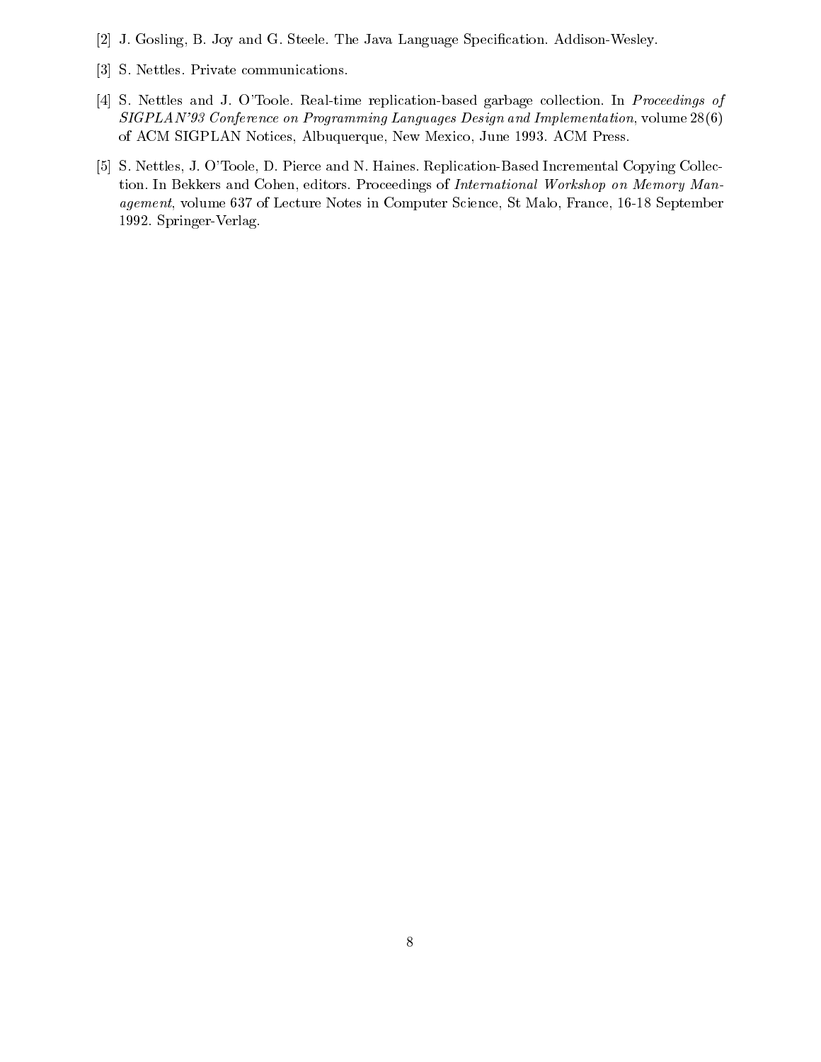[2] J. Gosling, B. Joy and G. Steele. The Java Language Specification. Addison-Wesley.

[3] S. Nettles. Private communications.

[4] S. Nettles and J. O'Toole. Real-time replication-based garbage collection. In *Proceedings of SIGPLAN'93 Conference on Programming Languages Design and Implementation*, volume 28(6) of ACM SIGPLAN Notices, Albuquerque, New Mexico, June 1993. ACM Press.

[5] S. Nettles, J. O'Toole, D. Pierce and N. Haines. Replication-Based Incremental Copying Collection. In Bekkers and Cohen, editors. Proceedings of *International Workshop on Memory Management*, volume 637 of Lecture Notes in Computer Science, St Malo, France, 16-18 September 1992. Springer-Verlag.